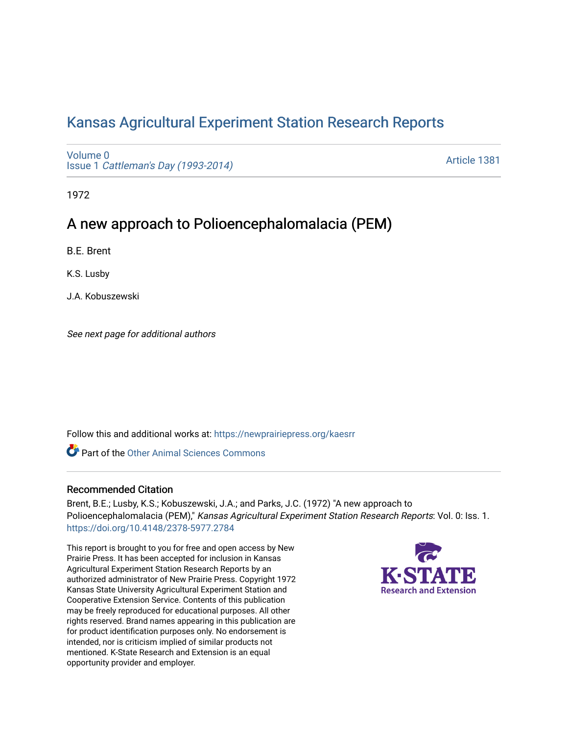# Kansas Agricultural Experiment Station Research Reports

Volume 0
Issue 1 *Cattleman's Day (1993-2014)*

Article 1381

1972

## A new approach to Polioencephalomalacia (PEM)

B.E. Brent

K.S. Lusby

J.A. Kobuszewski

*See next page for additional authors*

Follow this and additional works at: https://newprairiepress.org/kaesrr

Part of the Other Animal Sciences Commons

### Recommended Citation

Brent, B.E.; Lusby, K.S.; Kobuszewski, J.A.; and Parks, J.C. (1972) "A new approach to Polioencephalomalacia (PEM)," *Kansas Agricultural Experiment Station Research Reports*: Vol. 0: Iss. 1. https://doi.org/10.4148/2378-5977.2784

This report is brought to you for free and open access by New Prairie Press. It has been accepted for inclusion in Kansas Agricultural Experiment Station Research Reports by an authorized administrator of New Prairie Press. Copyright 1972 Kansas State University Agricultural Experiment Station and Cooperative Extension Service. Contents of this publication may be freely reproduced for educational purposes. All other rights reserved. Brand names appearing in this publication are for product identification purposes only. No endorsement is intended, nor is criticism implied of similar products not mentioned. K-State Research and Extension is an equal opportunity provider and employer.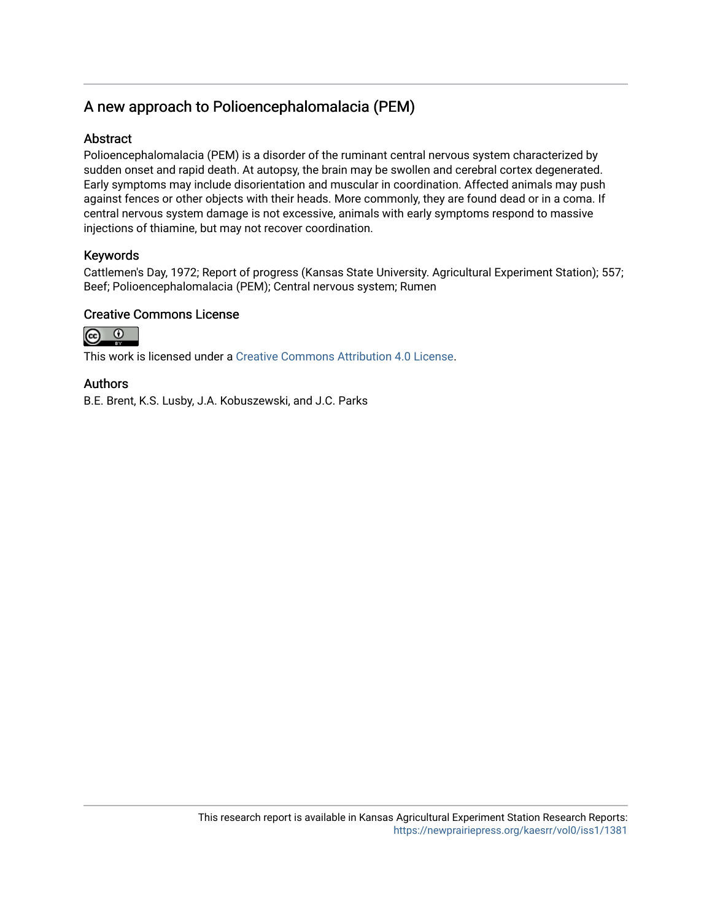## A new approach to Polioencephalomalacia (PEM)

### Abstract

Polioencephalomalacia (PEM) is a disorder of the ruminant central nervous system characterized by sudden onset and rapid death. At autopsy, the brain may be swollen and cerebral cortex degenerated. Early symptoms may include disorientation and muscular in coordination. Affected animals may push against fences or other objects with their heads. More commonly, they are found dead or in a coma. If central nervous system damage is not excessive, animals with early symptoms respond to massive injections of thiamine, but may not recover coordination.

### Keywords

Cattlemen's Day, 1972; Report of progress (Kansas State University. Agricultural Experiment Station); 557; Beef; Polioencephalomalacia (PEM); Central nervous system; Rumen

### Creative Commons License

This work is licensed under a Creative Commons Attribution 4.0 License.

### Authors

B.E. Brent, K.S. Lusby, J.A. Kobuszewski, and J.C. Parks

This research report is available in Kansas Agricultural Experiment Station Research Reports: https://newprairiepress.org/kaesrr/vol0/iss1/1381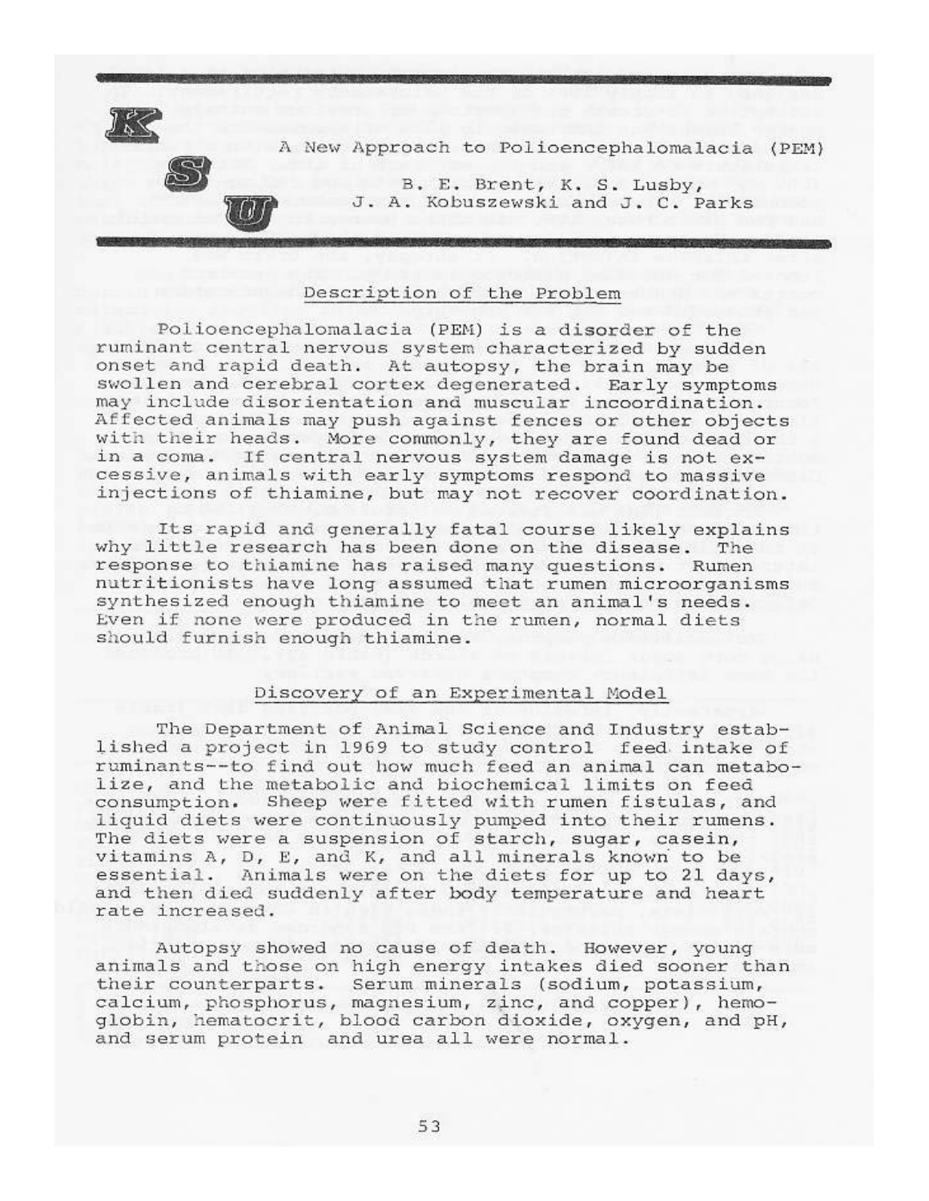# A New Approach to Polioencephalomalacia (PEM)

B. E. Brent, K. S. Lusby, J. A. Kobuszewski and J. C. Parks

## Description of the Problem

Polioencephalomalacia (PEM) is a disorder of the ruminant central nervous system characterized by sudden onset and rapid death. At autopsy, the brain may be swollen and cerebral cortex degenerated. Early symptoms may include disorientation and muscular incoordination. Affected animals may push against fences or other objects with their heads. More commonly, they are found dead or in a coma. If central nervous system damage is not excessive, animals with early symptoms respond to massive injections of thiamine, but may not recover coordination.

Its rapid and generally fatal course likely explains why little research has been done on the disease. The response to thiamine has raised many questions. Rumen nutritionists have long assumed that rumen microorganisms synthesized enough thiamine to meet an animal's needs. Even if none were produced in the rumen, normal diets should furnish enough thiamine.

## Discovery of an Experimental Model

The Department of Animal Science and Industry established a project in 1969 to study control feed intake of ruminants--to find out how much feed an animal can metabolize, and the metabolic and biochemical limits on feed consumption. Sheep were fitted with rumen fistulas, and liquid diets were continuously pumped into their rumens. The diets were a suspension of starch, sugar, casein, vitamins A, D, E, and K, and all minerals known to be essential. Animals were on the diets for up to 21 days, and then died suddenly after body temperature and heart rate increased.

Autopsy showed no cause of death. However, young animals and those on high energy intakes died sooner than their counterparts. Serum minerals (sodium, potassium, calcium, phosphorus, magnesium, zinc, and copper), hemoglobin, hematocrit, blood carbon dioxide, oxygen, and pH, and serum protein and urea all were normal.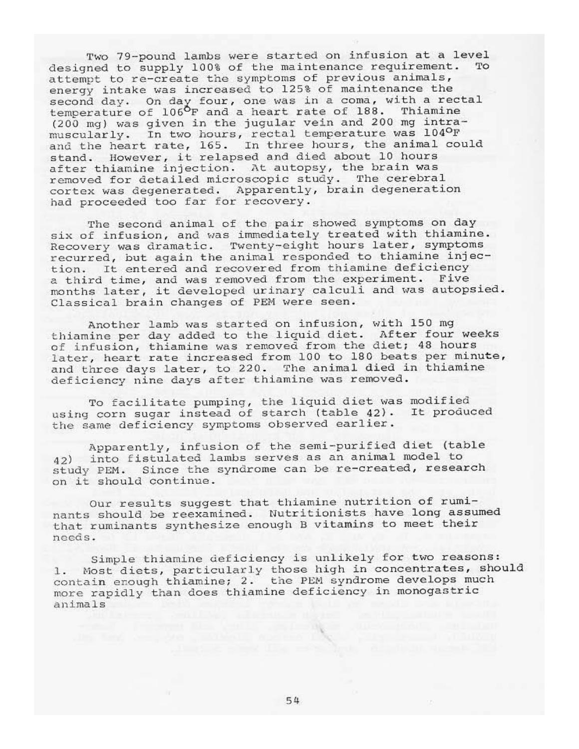Two 79-pound lambs were started on infusion at a level designed to supply 100% of the maintenance requirement. To attempt to re-create the symptoms of previous animals, energy intake was increased to 125% of maintenance the second day. On day four, one was in a coma, with a rectal temperature of 106°F and a heart rate of 188. Thiamine (200 mg) was given in the jugular vein and 200 mg intramuscularly. In two hours, rectal temperature was 104°F and the heart rate, 165. In three hours, the animal could stand. However, it relapsed and died about 10 hours after thiamine injection. At autopsy, the brain was removed for detailed microscopic study. The cerebral cortex was degenerated. Apparently, brain degeneration had proceeded too far for recovery.

The second animal of the pair showed symptoms on day six of infusion, and was immediately treated with thiamine. Recovery was dramatic. Twenty-eight hours later, symptoms recurred, but again the animal responded to thiamine injection. It entered and recovered from thiamine deficiency a third time, and was removed from the experiment. Five months later, it developed urinary calculi and was autopsied. Classical brain changes of PEM were seen.

Another lamb was started on infusion, with 150 mg thiamine per day added to the liquid diet. After four weeks of infusion, thiamine was removed from the diet; 48 hours later, heart rate increased from 100 to 180 beats per minute, and three days later, to 220. The animal died in thiamine deficiency nine days after thiamine was removed.

To facilitate pumping, the liquid diet was modified using corn sugar instead of starch (table 42). It produced the same deficiency symptoms observed earlier.

Apparently, infusion of the semi-purified diet (table 42) into fistulated lambs serves as an animal model to study PEM. Since the syndrome can be re-created, research on it should continue.

Our results suggest that thiamine nutrition of ruminants should be reexamined. Nutritionists have long assumed that ruminants synthesize enough B vitamins to meet their needs.

Simple thiamine deficiency is unlikely for two reasons: 1. Most diets, particularly those high in concentrates, should contain enough thiamine; 2. the PEM syndrome develops much more rapidly than does thiamine deficiency in monogastric animals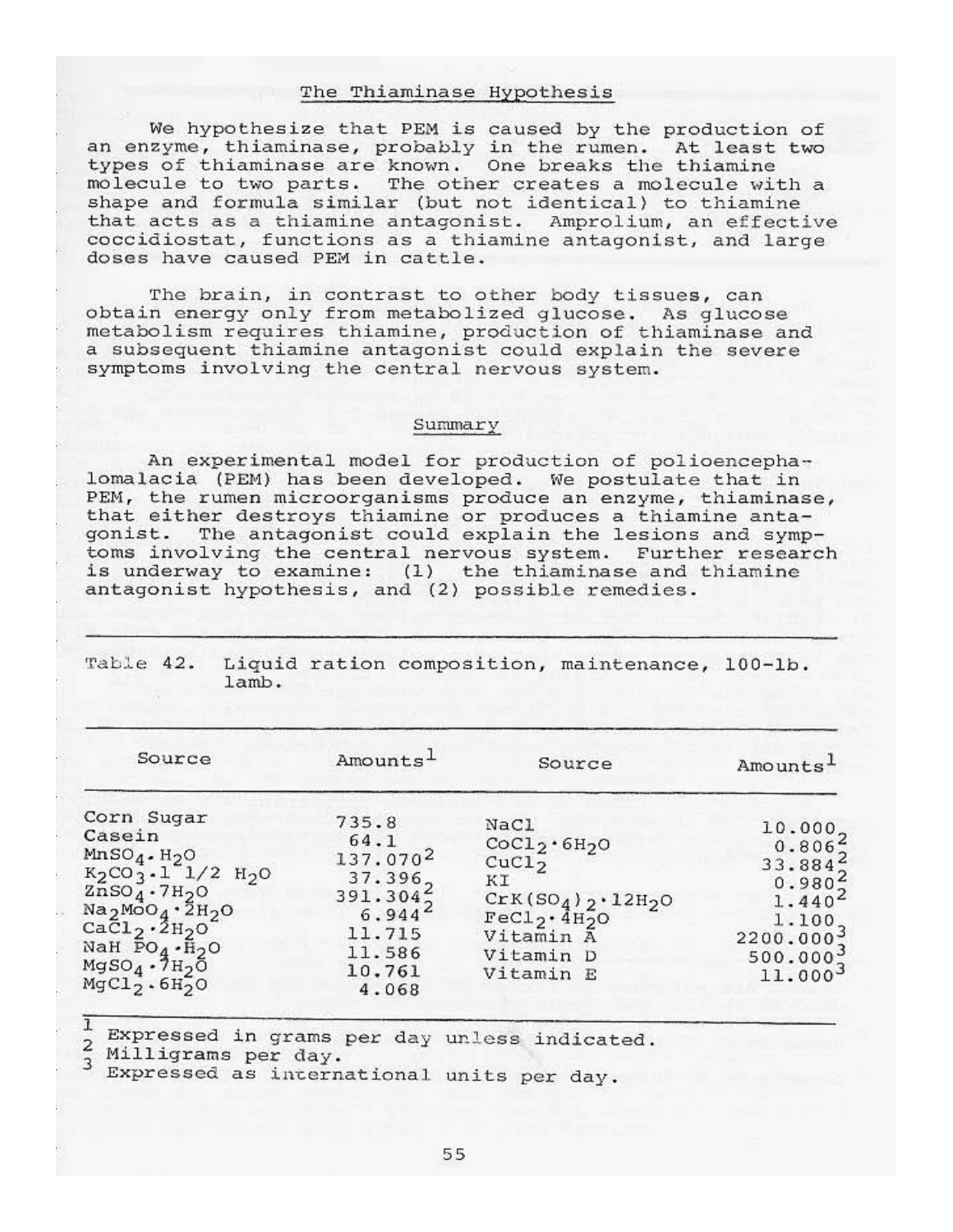## The Thiaminase Hypothesis

We hypothesize that PEM is caused by the production of an enzyme, thiaminase, probably in the rumen. At least two types of thiaminase are known. One breaks the thiamine molecule to two parts. The other creates a molecule with a shape and formula similar (but not identical) to thiamine that acts as a thiamine antagonist. Amprolium, an effective coccidiostat, functions as a thiamine antagonist, and large doses have caused PEM in cattle.

The brain, in contrast to other body tissues, can obtain energy only from metabolized glucose. As glucose metabolism requires thiamine, production of thiaminase and a subsequent thiamine antagonist could explain the severe symptoms involving the central nervous system.

## Summary

An experimental model for production of polioencephalomalacia (PEM) has been developed. We postulate that in PEM, the rumen microorganisms produce an enzyme, thiaminase, that either destroys thiamine or produces a thiamine antagonist. The antagonist could explain the lesions and symptoms involving the central nervous system. Further research is underway to examine: (1) the thiaminase and thiamine antagonist hypothesis, and (2) possible remedies.

Table 42. Liquid ration composition, maintenance, 100-lb. lamb.

| Source | Amounts[1] | Source | Amounts[1] |
|---|---|---|---|
| Corn Sugar | 735.8 | NaCl | 10.000 |
| Casein | 64.1 | $CoCl_2 \cdot 6H_2O$ | 0.806[2] |
| $MnSO_4 \cdot H_2O$ | 137.070[2] | $CuCl_2$ | 33.884[2] |
| $K_2CO_3 \cdot 1\ 1/2\ H_2O$ | 37.396 | KI | 0.980[2] |
| $ZnSO_4 \cdot 7H_2O$ | 391.304[2] | $CrK(SO_4)_2 \cdot 12H_2O$ | 1.440[2] |
| $Na_2MoO_4 \cdot 2H_2O$ | 6.944[2] | $FeCl_2 \cdot 4H_2O$ | 1.100 |
| $CaCl_2 \cdot 2H_2O$ | 11.715 | Vitamin A | 2200.000[3] |
| $NaH\ PO_4 \cdot H_2O$ | 11.586 | Vitamin D | 500.000[3] |
| $MgSO_4 \cdot 7H_2O$ | 10.761 | Vitamin E | 11.000[3] |
| $MgCl_2 \cdot 6H_2O$ | 4.068 | | |

[1] Expressed in grams per day unless indicated.
[2] Milligrams per day.
[3] Expressed as international units per day.